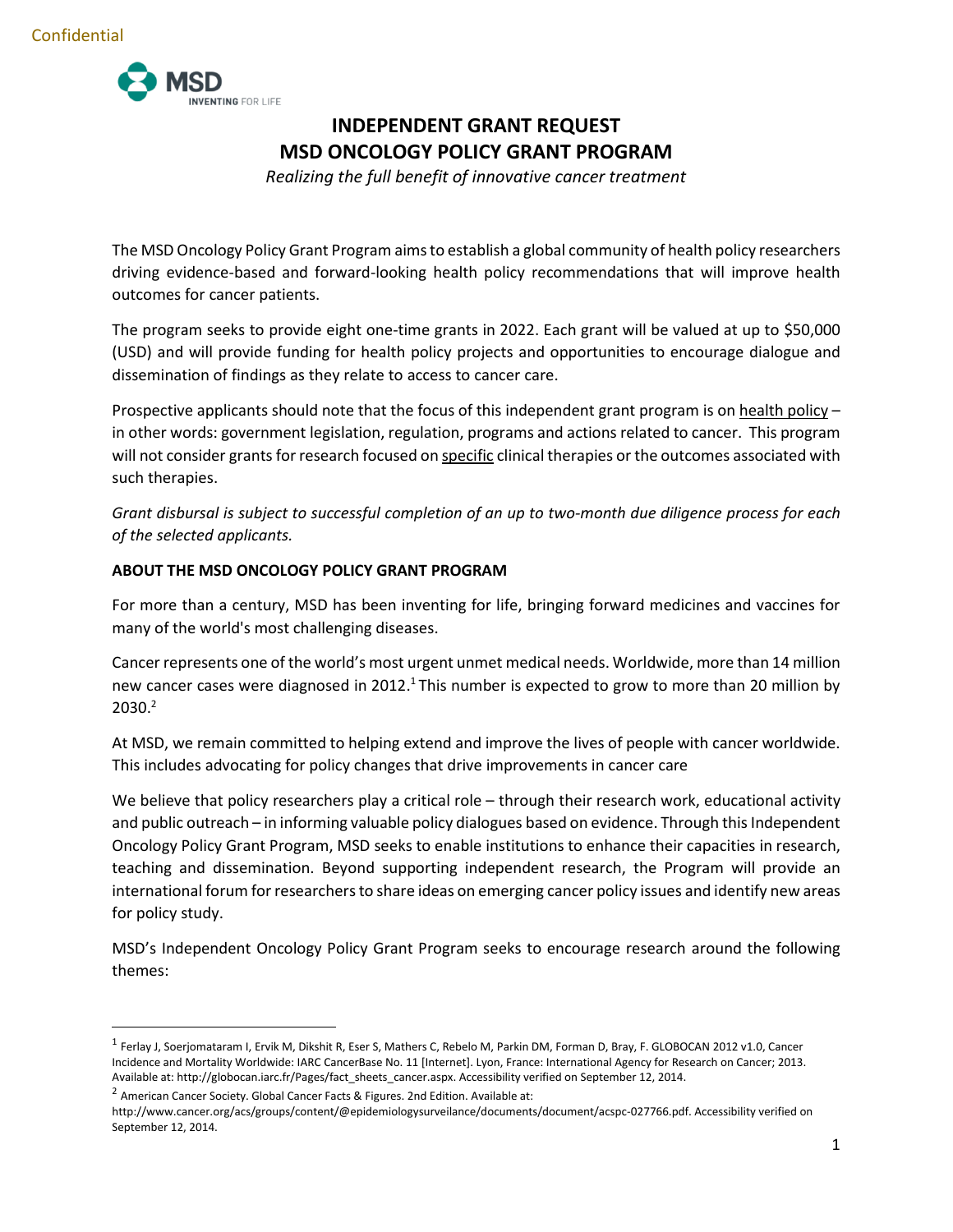Confidential

# INDEPENDENT GRANT REQUEST
# MSD ONCOLOGY POLICY GRANT PROGRAM

*Realizing the full benefit of innovative cancer treatment*

The MSD Oncology Policy Grant Program aims to establish a global community of health policy researchers driving evidence-based and forward-looking health policy recommendations that will improve health outcomes for cancer patients.

The program seeks to provide eight one-time grants in 2022. Each grant will be valued at up to $50,000 (USD) and will provide funding for health policy projects and opportunities to encourage dialogue and dissemination of findings as they relate to access to cancer care.

Prospective applicants should note that the focus of this independent grant program is on health policy – in other words: government legislation, regulation, programs and actions related to cancer. This program will not consider grants for research focused on specific clinical therapies or the outcomes associated with such therapies.

*Grant disbursal is subject to successful completion of an up to two-month due diligence process for each of the selected applicants.*

**ABOUT THE MSD ONCOLOGY POLICY GRANT PROGRAM**

For more than a century, MSD has been inventing for life, bringing forward medicines and vaccines for many of the world's most challenging diseases.

Cancer represents one of the world's most urgent unmet medical needs. Worldwide, more than 14 million new cancer cases were diagnosed in 2012.[1] This number is expected to grow to more than 20 million by 2030.[2]

At MSD, we remain committed to helping extend and improve the lives of people with cancer worldwide. This includes advocating for policy changes that drive improvements in cancer care

We believe that policy researchers play a critical role – through their research work, educational activity and public outreach – in informing valuable policy dialogues based on evidence. Through this Independent Oncology Policy Grant Program, MSD seeks to enable institutions to enhance their capacities in research, teaching and dissemination. Beyond supporting independent research, the Program will provide an international forum for researchers to share ideas on emerging cancer policy issues and identify new areas for policy study.

MSD's Independent Oncology Policy Grant Program seeks to encourage research around the following themes:

---

[1] Ferlay J, Soerjomataram I, Ervik M, Dikshit R, Eser S, Mathers C, Rebelo M, Parkin DM, Forman D, Bray, F. GLOBOCAN 2012 v1.0, Cancer Incidence and Mortality Worldwide: IARC CancerBase No. 11 [Internet]. Lyon, France: International Agency for Research on Cancer; 2013. Available at: http://globocan.iarc.fr/Pages/fact_sheets_cancer.aspx. Accessibility verified on September 12, 2014.

[2] American Cancer Society. Global Cancer Facts & Figures. 2nd Edition. Available at: http://www.cancer.org/acs/groups/content/@epidemiologysurveilance/documents/document/acspc-027766.pdf. Accessibility verified on September 12, 2014.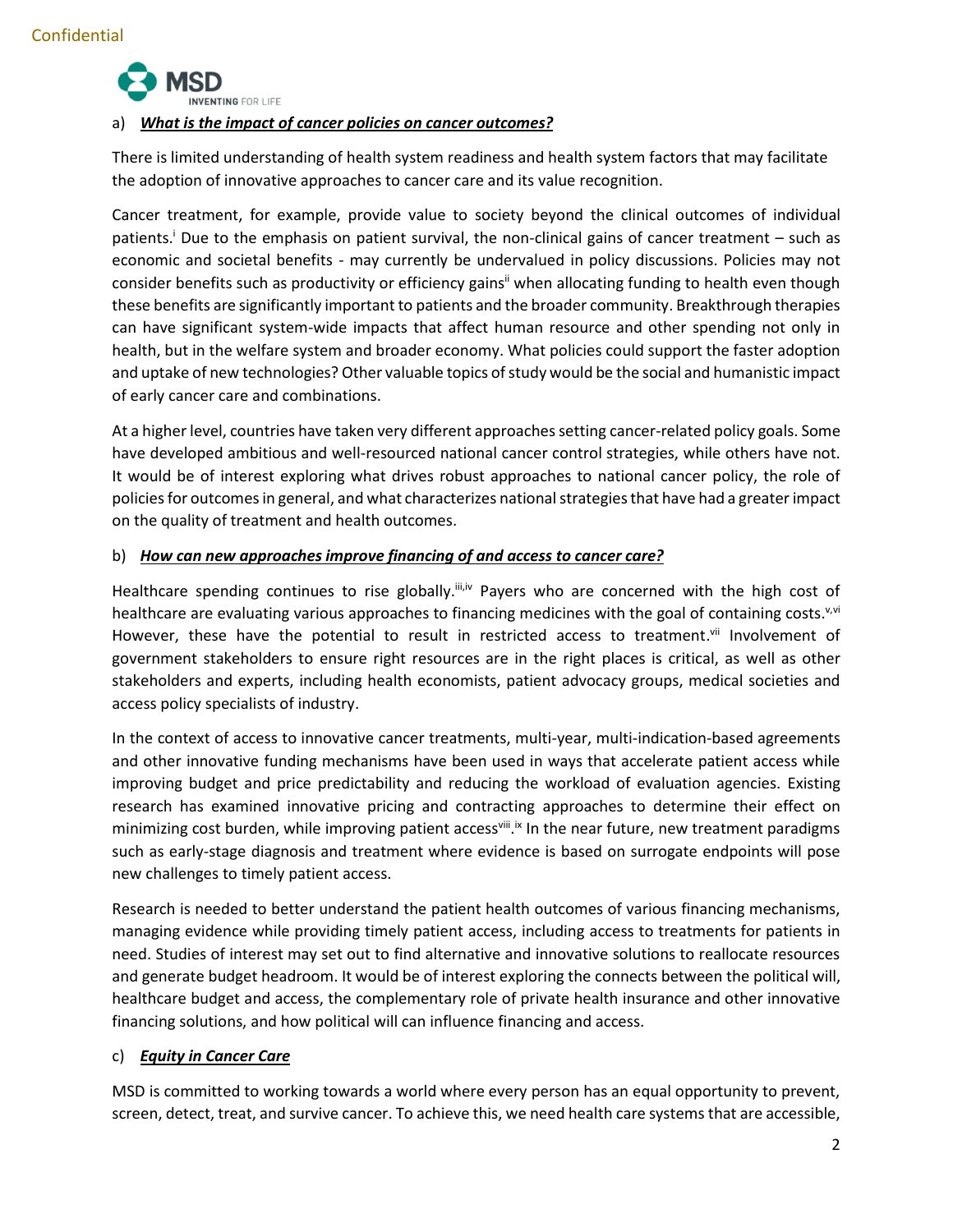a) ***What is the impact of cancer policies on cancer outcomes?***

There is limited understanding of health system readiness and health system factors that may facilitate the adoption of innovative approaches to cancer care and its value recognition.

Cancer treatment, for example, provide value to society beyond the clinical outcomes of individual patients.[i] Due to the emphasis on patient survival, the non-clinical gains of cancer treatment – such as economic and societal benefits - may currently be undervalued in policy discussions. Policies may not consider benefits such as productivity or efficiency gains[ii] when allocating funding to health even though these benefits are significantly important to patients and the broader community. Breakthrough therapies can have significant system-wide impacts that affect human resource and other spending not only in health, but in the welfare system and broader economy. What policies could support the faster adoption and uptake of new technologies? Other valuable topics of study would be the social and humanistic impact of early cancer care and combinations.

At a higher level, countries have taken very different approaches setting cancer-related policy goals. Some have developed ambitious and well-resourced national cancer control strategies, while others have not. It would be of interest exploring what drives robust approaches to national cancer policy, the role of policies for outcomes in general, and what characterizes national strategies that have had a greater impact on the quality of treatment and health outcomes.

b) ***How can new approaches improve financing of and access to cancer care?***

Healthcare spending continues to rise globally.[iii,iv] Payers who are concerned with the high cost of healthcare are evaluating various approaches to financing medicines with the goal of containing costs.[v,vi] However, these have the potential to result in restricted access to treatment.[vii] Involvement of government stakeholders to ensure right resources are in the right places is critical, as well as other stakeholders and experts, including health economists, patient advocacy groups, medical societies and access policy specialists of industry.

In the context of access to innovative cancer treatments, multi-year, multi-indication-based agreements and other innovative funding mechanisms have been used in ways that accelerate patient access while improving budget and price predictability and reducing the workload of evaluation agencies. Existing research has examined innovative pricing and contracting approaches to determine their effect on minimizing cost burden, while improving patient access[viii].[ix] In the near future, new treatment paradigms such as early-stage diagnosis and treatment where evidence is based on surrogate endpoints will pose new challenges to timely patient access.

Research is needed to better understand the patient health outcomes of various financing mechanisms, managing evidence while providing timely patient access, including access to treatments for patients in need. Studies of interest may set out to find alternative and innovative solutions to reallocate resources and generate budget headroom. It would be of interest exploring the connects between the political will, healthcare budget and access, the complementary role of private health insurance and other innovative financing solutions, and how political will can influence financing and access.

c) ***Equity in Cancer Care***

MSD is committed to working towards a world where every person has an equal opportunity to prevent, screen, detect, treat, and survive cancer. To achieve this, we need health care systems that are accessible,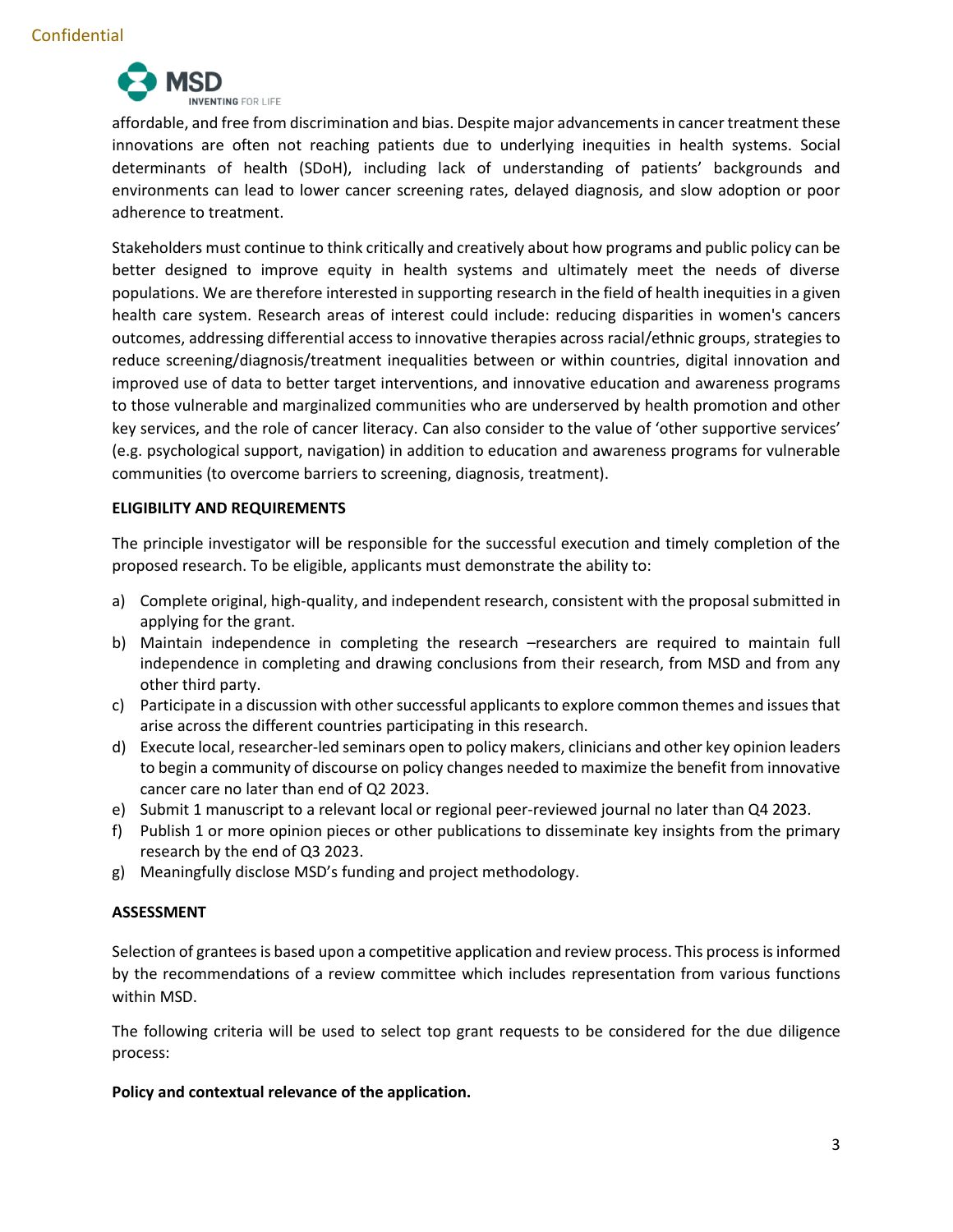affordable, and free from discrimination and bias. Despite major advancements in cancer treatment these innovations are often not reaching patients due to underlying inequities in health systems. Social determinants of health (SDoH), including lack of understanding of patients' backgrounds and environments can lead to lower cancer screening rates, delayed diagnosis, and slow adoption or poor adherence to treatment.

Stakeholders must continue to think critically and creatively about how programs and public policy can be better designed to improve equity in health systems and ultimately meet the needs of diverse populations. We are therefore interested in supporting research in the field of health inequities in a given health care system. Research areas of interest could include: reducing disparities in women's cancers outcomes, addressing differential access to innovative therapies across racial/ethnic groups, strategies to reduce screening/diagnosis/treatment inequalities between or within countries, digital innovation and improved use of data to better target interventions, and innovative education and awareness programs to those vulnerable and marginalized communities who are underserved by health promotion and other key services, and the role of cancer literacy. Can also consider to the value of 'other supportive services' (e.g. psychological support, navigation) in addition to education and awareness programs for vulnerable communities (to overcome barriers to screening, diagnosis, treatment).

**ELIGIBILITY AND REQUIREMENTS**

The principle investigator will be responsible for the successful execution and timely completion of the proposed research. To be eligible, applicants must demonstrate the ability to:

a) Complete original, high-quality, and independent research, consistent with the proposal submitted in applying for the grant.
b) Maintain independence in completing the research –researchers are required to maintain full independence in completing and drawing conclusions from their research, from MSD and from any other third party.
c) Participate in a discussion with other successful applicants to explore common themes and issues that arise across the different countries participating in this research.
d) Execute local, researcher-led seminars open to policy makers, clinicians and other key opinion leaders to begin a community of discourse on policy changes needed to maximize the benefit from innovative cancer care no later than end of Q2 2023.
e) Submit 1 manuscript to a relevant local or regional peer-reviewed journal no later than Q4 2023.
f) Publish 1 or more opinion pieces or other publications to disseminate key insights from the primary research by the end of Q3 2023.
g) Meaningfully disclose MSD's funding and project methodology.

**ASSESSMENT**

Selection of grantees is based upon a competitive application and review process. This process is informed by the recommendations of a review committee which includes representation from various functions within MSD.

The following criteria will be used to select top grant requests to be considered for the due diligence process:

**Policy and contextual relevance of the application.**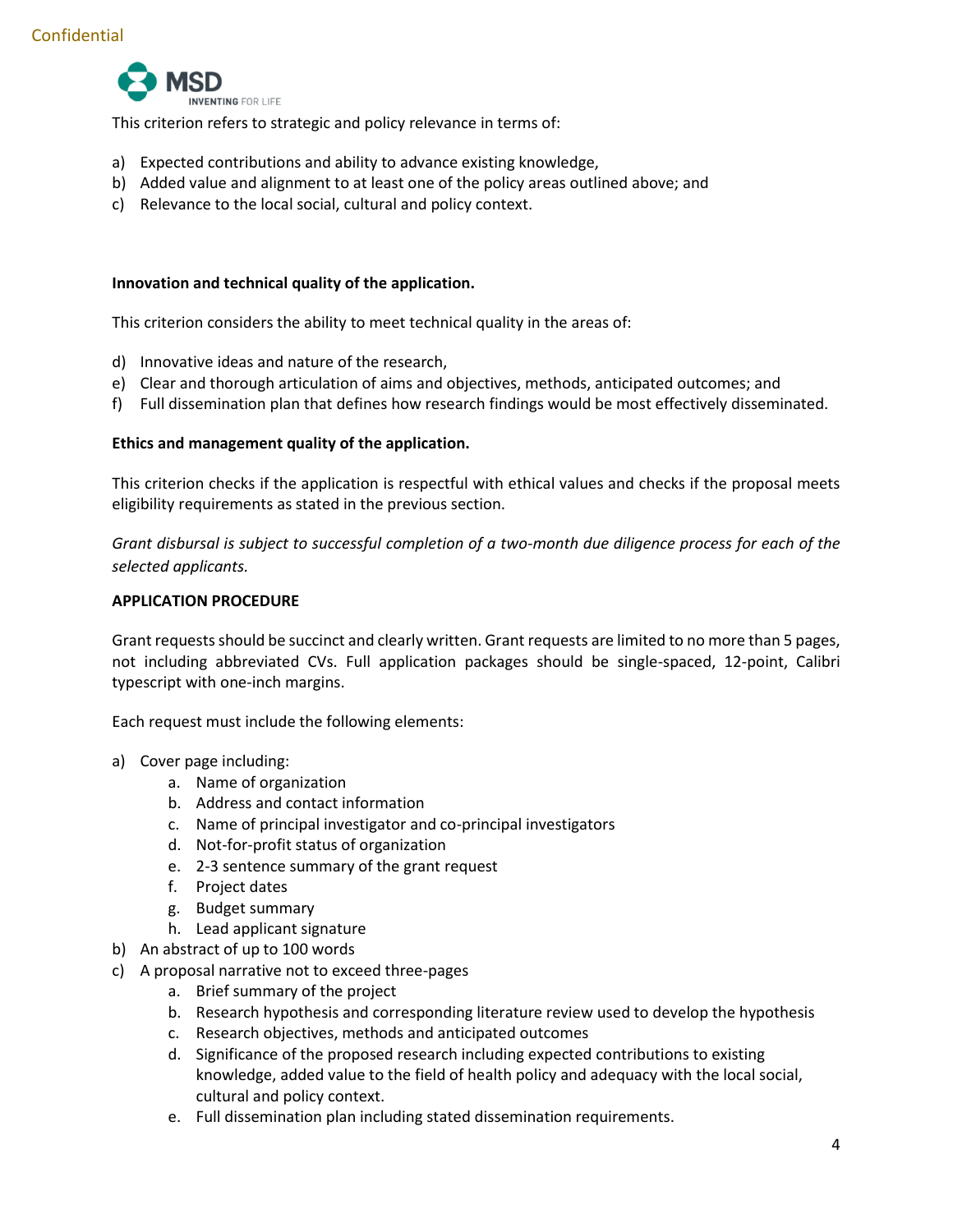This criterion refers to strategic and policy relevance in terms of:

a) Expected contributions and ability to advance existing knowledge,
b) Added value and alignment to at least one of the policy areas outlined above; and
c) Relevance to the local social, cultural and policy context.

**Innovation and technical quality of the application.**

This criterion considers the ability to meet technical quality in the areas of:

d) Innovative ideas and nature of the research,
e) Clear and thorough articulation of aims and objectives, methods, anticipated outcomes; and
f) Full dissemination plan that defines how research findings would be most effectively disseminated.

**Ethics and management quality of the application.**

This criterion checks if the application is respectful with ethical values and checks if the proposal meets eligibility requirements as stated in the previous section.

*Grant disbursal is subject to successful completion of a two-month due diligence process for each of the selected applicants.*

**APPLICATION PROCEDURE**

Grant requests should be succinct and clearly written. Grant requests are limited to no more than 5 pages, not including abbreviated CVs. Full application packages should be single-spaced, 12-point, Calibri typescript with one-inch margins.

Each request must include the following elements:

a) Cover page including:
    a. Name of organization
    b. Address and contact information
    c. Name of principal investigator and co-principal investigators
    d. Not-for-profit status of organization
    e. 2-3 sentence summary of the grant request
    f. Project dates
    g. Budget summary
    h. Lead applicant signature
b) An abstract of up to 100 words
c) A proposal narrative not to exceed three-pages
    a. Brief summary of the project
    b. Research hypothesis and corresponding literature review used to develop the hypothesis
    c. Research objectives, methods and anticipated outcomes
    d. Significance of the proposed research including expected contributions to existing knowledge, added value to the field of health policy and adequacy with the local social, cultural and policy context.
    e. Full dissemination plan including stated dissemination requirements.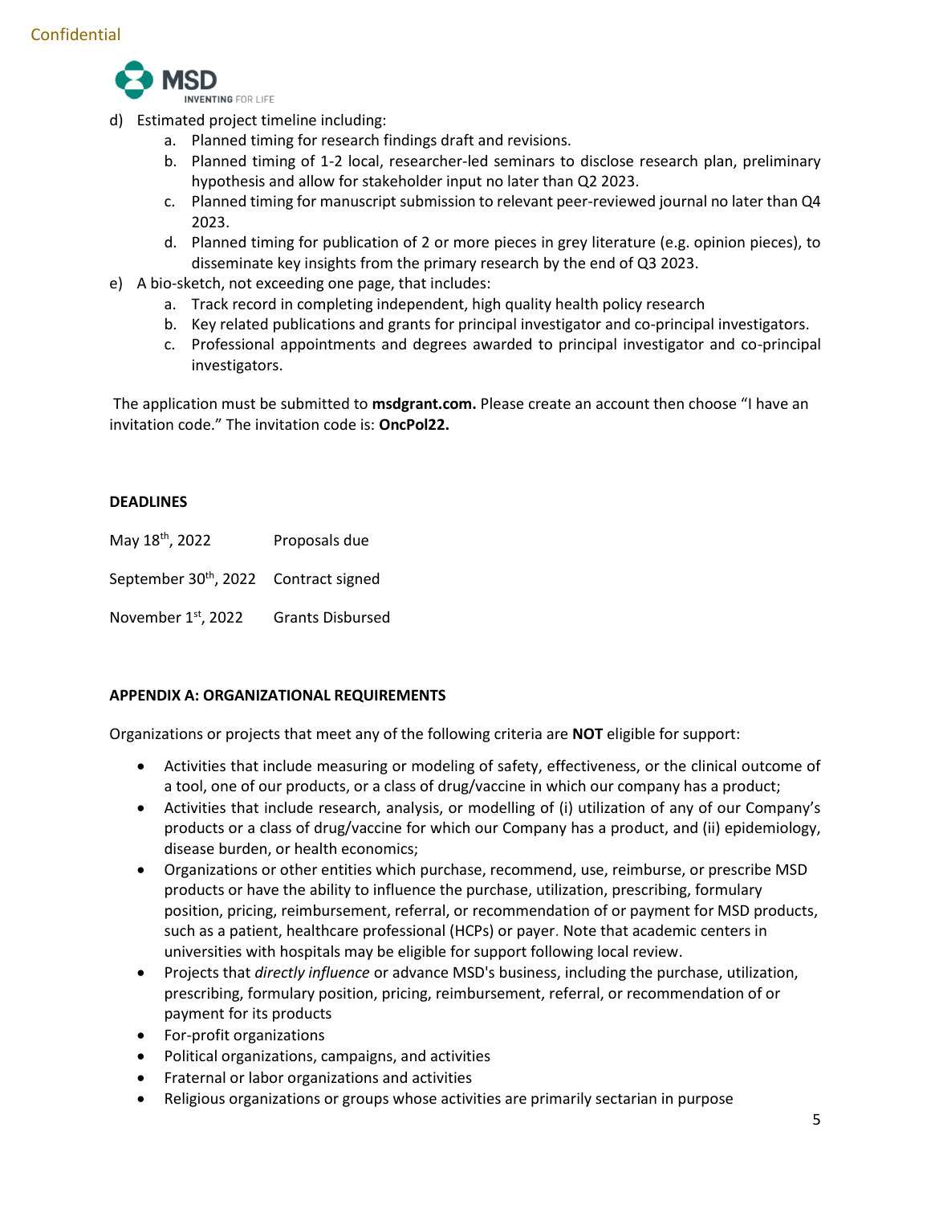d) Estimated project timeline including:
   a. Planned timing for research findings draft and revisions.
   b. Planned timing of 1-2 local, researcher-led seminars to disclose research plan, preliminary hypothesis and allow for stakeholder input no later than Q2 2023.
   c. Planned timing for manuscript submission to relevant peer-reviewed journal no later than Q4 2023.
   d. Planned timing for publication of 2 or more pieces in grey literature (e.g. opinion pieces), to disseminate key insights from the primary research by the end of Q3 2023.

e) A bio-sketch, not exceeding one page, that includes:
   a. Track record in completing independent, high quality health policy research
   b. Key related publications and grants for principal investigator and co-principal investigators.
   c. Professional appointments and degrees awarded to principal investigator and co-principal investigators.

The application must be submitted to **msdgrant.com.** Please create an account then choose "I have an invitation code." The invitation code is: **OncPol22.**

**DEADLINES**

| | |
|---|---|
| May 18th, 2022 | Proposals due |
| September 30th, 2022 | Contract signed |
| November 1st, 2022 | Grants Disbursed |

**APPENDIX A: ORGANIZATIONAL REQUIREMENTS**

Organizations or projects that meet any of the following criteria are **NOT** eligible for support:

- Activities that include measuring or modeling of safety, effectiveness, or the clinical outcome of a tool, one of our products, or a class of drug/vaccine in which our company has a product;
- Activities that include research, analysis, or modelling of (i) utilization of any of our Company's products or a class of drug/vaccine for which our Company has a product, and (ii) epidemiology, disease burden, or health economics;
- Organizations or other entities which purchase, recommend, use, reimburse, or prescribe MSD products or have the ability to influence the purchase, utilization, prescribing, formulary position, pricing, reimbursement, referral, or recommendation of or payment for MSD products, such as a patient, healthcare professional (HCPs) or payer. Note that academic centers in universities with hospitals may be eligible for support following local review.
- Projects that *directly influence* or advance MSD's business, including the purchase, utilization, prescribing, formulary position, pricing, reimbursement, referral, or recommendation of or payment for its products
- For-profit organizations
- Political organizations, campaigns, and activities
- Fraternal or labor organizations and activities
- Religious organizations or groups whose activities are primarily sectarian in purpose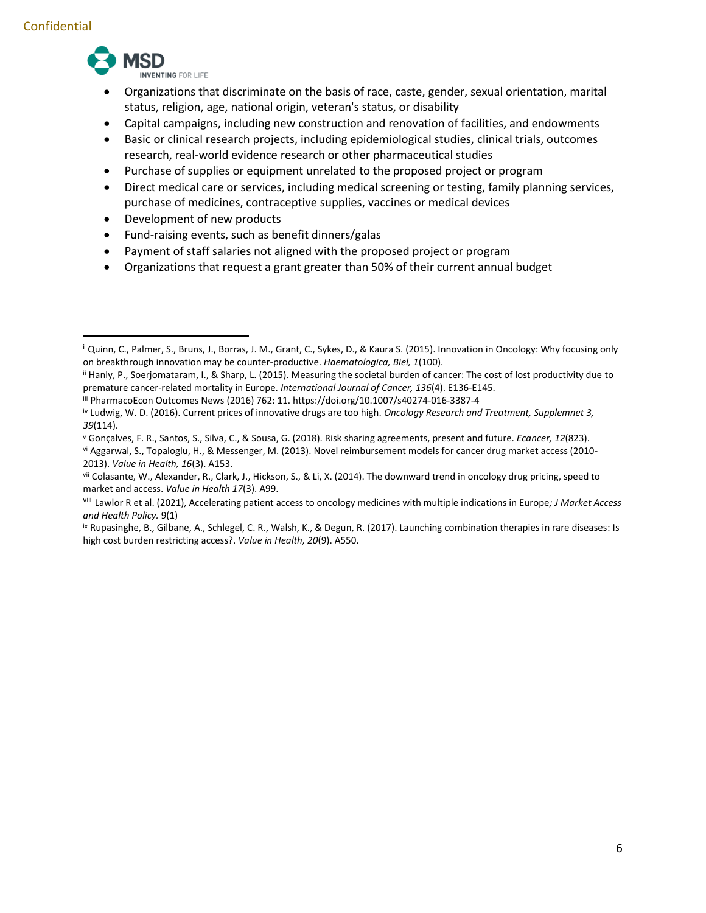- Organizations that discriminate on the basis of race, caste, gender, sexual orientation, marital status, religion, age, national origin, veteran's status, or disability
- Capital campaigns, including new construction and renovation of facilities, and endowments
- Basic or clinical research projects, including epidemiological studies, clinical trials, outcomes research, real-world evidence research or other pharmaceutical studies
- Purchase of supplies or equipment unrelated to the proposed project or program
- Direct medical care or services, including medical screening or testing, family planning services, purchase of medicines, contraceptive supplies, vaccines or medical devices
- Development of new products
- Fund-raising events, such as benefit dinners/galas
- Payment of staff salaries not aligned with the proposed project or program
- Organizations that request a grant greater than 50% of their current annual budget

---

[i] Quinn, C., Palmer, S., Bruns, J., Borras, J. M., Grant, C., Sykes, D., & Kaura S. (2015). Innovation in Oncology: Why focusing only on breakthrough innovation may be counter-productive. *Haematologica, Biel, 1*(100).

[ii] Hanly, P., Soerjomataram, I., & Sharp, L. (2015). Measuring the societal burden of cancer: The cost of lost productivity due to premature cancer-related mortality in Europe. *International Journal of Cancer, 136*(4). E136-E145.

[iii] PharmacoEcon Outcomes News (2016) 762: 11. https://doi.org/10.1007/s40274-016-3387-4

[iv] Ludwig, W. D. (2016). Current prices of innovative drugs are too high. *Oncology Research and Treatment, Supplemnet 3, 39*(114).

[v] Gonçalves, F. R., Santos, S., Silva, C., & Sousa, G. (2018). Risk sharing agreements, present and future. *Ecancer, 12*(823).

[vi] Aggarwal, S., Topaloglu, H., & Messenger, M. (2013). Novel reimbursement models for cancer drug market access (2010-2013). *Value in Health, 16*(3). A153.

[vii] Colasante, W., Alexander, R., Clark, J., Hickson, S., & Li, X. (2014). The downward trend in oncology drug pricing, speed to market and access. *Value in Health 17*(3). A99.

[viii] Lawlor R et al. (2021), Accelerating patient access to oncology medicines with multiple indications in Europe*; J Market Access and Health Policy.* 9(1)

[ix] Rupasinghe, B., Gilbane, A., Schlegel, C. R., Walsh, K., & Degun, R. (2017). Launching combination therapies in rare diseases: Is high cost burden restricting access?. *Value in Health, 20*(9). A550.